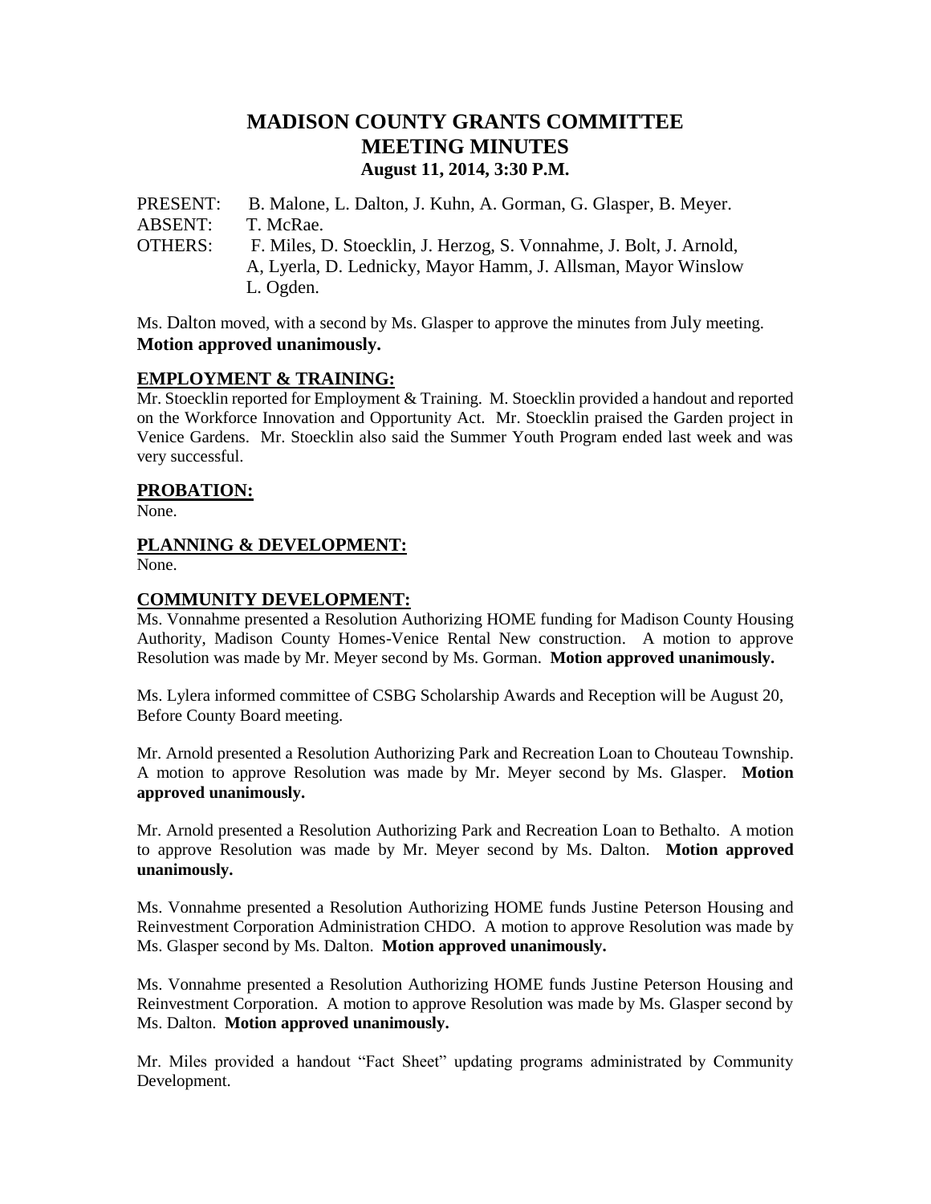# MADISON COUNTY GRANTS COMMITTEE
# MEETING MINUTES
### August 11, 2014, 3:30 P.M.

PRESENT: B. Malone, L. Dalton, J. Kuhn, A. Gorman, G. Glasper, B. Meyer.
ABSENT: T. McRae.
OTHERS: F. Miles, D. Stoecklin, J. Herzog, S. Vonnahme, J. Bolt, J. Arnold, A, Lyerla, D. Lednicky, Mayor Hamm, J. Allsman, Mayor Winslow L. Ogden.

Ms. Dalton moved, with a second by Ms. Glasper to approve the minutes from July meeting. **Motion approved unanimously.**

## EMPLOYMENT & TRAINING:

Mr. Stoecklin reported for Employment & Training. M. Stoecklin provided a handout and reported on the Workforce Innovation and Opportunity Act. Mr. Stoecklin praised the Garden project in Venice Gardens. Mr. Stoecklin also said the Summer Youth Program ended last week and was very successful.

## PROBATION:

None.

## PLANNING & DEVELOPMENT:

None.

## COMMUNITY DEVELOPMENT:

Ms. Vonnahme presented a Resolution Authorizing HOME funding for Madison County Housing Authority, Madison County Homes-Venice Rental New construction. A motion to approve Resolution was made by Mr. Meyer second by Ms. Gorman. **Motion approved unanimously.**

Ms. Lylera informed committee of CSBG Scholarship Awards and Reception will be August 20, Before County Board meeting.

Mr. Arnold presented a Resolution Authorizing Park and Recreation Loan to Chouteau Township. A motion to approve Resolution was made by Mr. Meyer second by Ms. Glasper. **Motion approved unanimously.**

Mr. Arnold presented a Resolution Authorizing Park and Recreation Loan to Bethalto. A motion to approve Resolution was made by Mr. Meyer second by Ms. Dalton. **Motion approved unanimously.**

Ms. Vonnahme presented a Resolution Authorizing HOME funds Justine Peterson Housing and Reinvestment Corporation Administration CHDO. A motion to approve Resolution was made by Ms. Glasper second by Ms. Dalton. **Motion approved unanimously.**

Ms. Vonnahme presented a Resolution Authorizing HOME funds Justine Peterson Housing and Reinvestment Corporation. A motion to approve Resolution was made by Ms. Glasper second by Ms. Dalton. **Motion approved unanimously.**

Mr. Miles provided a handout "Fact Sheet" updating programs administrated by Community Development.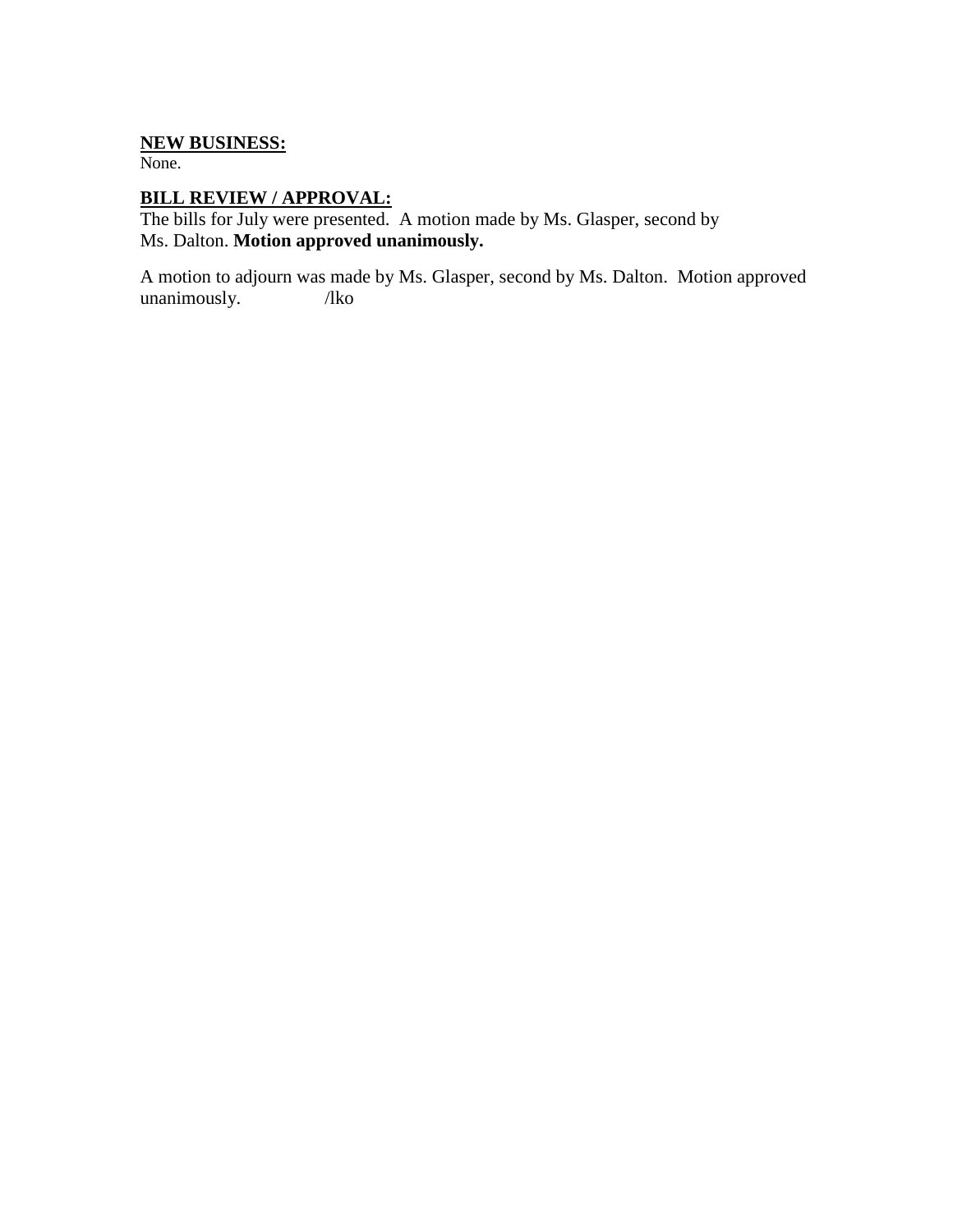**NEW BUSINESS:**

None.

**BILL REVIEW / APPROVAL:**

The bills for July were presented. A motion made by Ms. Glasper, second by Ms. Dalton. **Motion approved unanimously.**

A motion to adjourn was made by Ms. Glasper, second by Ms. Dalton. Motion approved unanimously. /lko